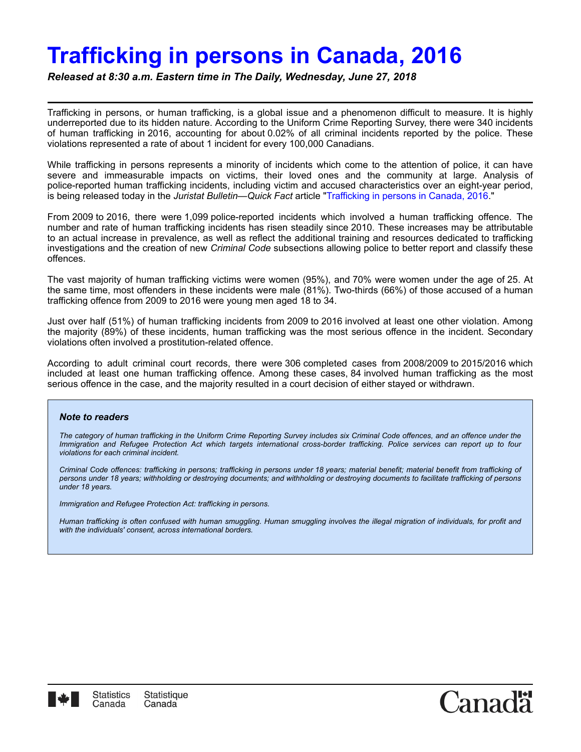# Trafficking in persons in Canada, 2016

***Released at 8:30 a.m. Eastern time in The Daily, Wednesday, June 27, 2018***

Trafficking in persons, or human trafficking, is a global issue and a phenomenon difficult to measure. It is highly underreported due to its hidden nature. According to the Uniform Crime Reporting Survey, there were 340 incidents of human trafficking in 2016, accounting for about 0.02% of all criminal incidents reported by the police. These violations represented a rate of about 1 incident for every 100,000 Canadians.

While trafficking in persons represents a minority of incidents which come to the attention of police, it can have severe and immeasurable impacts on victims, their loved ones and the community at large. Analysis of police-reported human trafficking incidents, including victim and accused characteristics over an eight-year period, is being released today in the *Juristat Bulletin—Quick Fact* article "Trafficking in persons in Canada, 2016."

From 2009 to 2016, there were 1,099 police-reported incidents which involved a human trafficking offence. The number and rate of human trafficking incidents has risen steadily since 2010. These increases may be attributable to an actual increase in prevalence, as well as reflect the additional training and resources dedicated to trafficking investigations and the creation of new *Criminal Code* subsections allowing police to better report and classify these offences.

The vast majority of human trafficking victims were women (95%), and 70% were women under the age of 25. At the same time, most offenders in these incidents were male (81%). Two-thirds (66%) of those accused of a human trafficking offence from 2009 to 2016 were young men aged 18 to 34.

Just over half (51%) of human trafficking incidents from 2009 to 2016 involved at least one other violation. Among the majority (89%) of these incidents, human trafficking was the most serious offence in the incident. Secondary violations often involved a prostitution-related offence.

According to adult criminal court records, there were 306 completed cases from 2008/2009 to 2015/2016 which included at least one human trafficking offence. Among these cases, 84 involved human trafficking as the most serious offence in the case, and the majority resulted in a court decision of either stayed or withdrawn.

### Note to readers

*The category of human trafficking in the Uniform Crime Reporting Survey includes six Criminal Code offences, and an offence under the Immigration and Refugee Protection Act which targets international cross-border trafficking. Police services can report up to four violations for each criminal incident.*

*Criminal Code offences: trafficking in persons; trafficking in persons under 18 years; material benefit; material benefit from trafficking of persons under 18 years; withholding or destroying documents; and withholding or destroying documents to facilitate trafficking of persons under 18 years.*

*Immigration and Refugee Protection Act: trafficking in persons.*

*Human trafficking is often confused with human smuggling. Human smuggling involves the illegal migration of individuals, for profit and with the individuals' consent, across international borders.*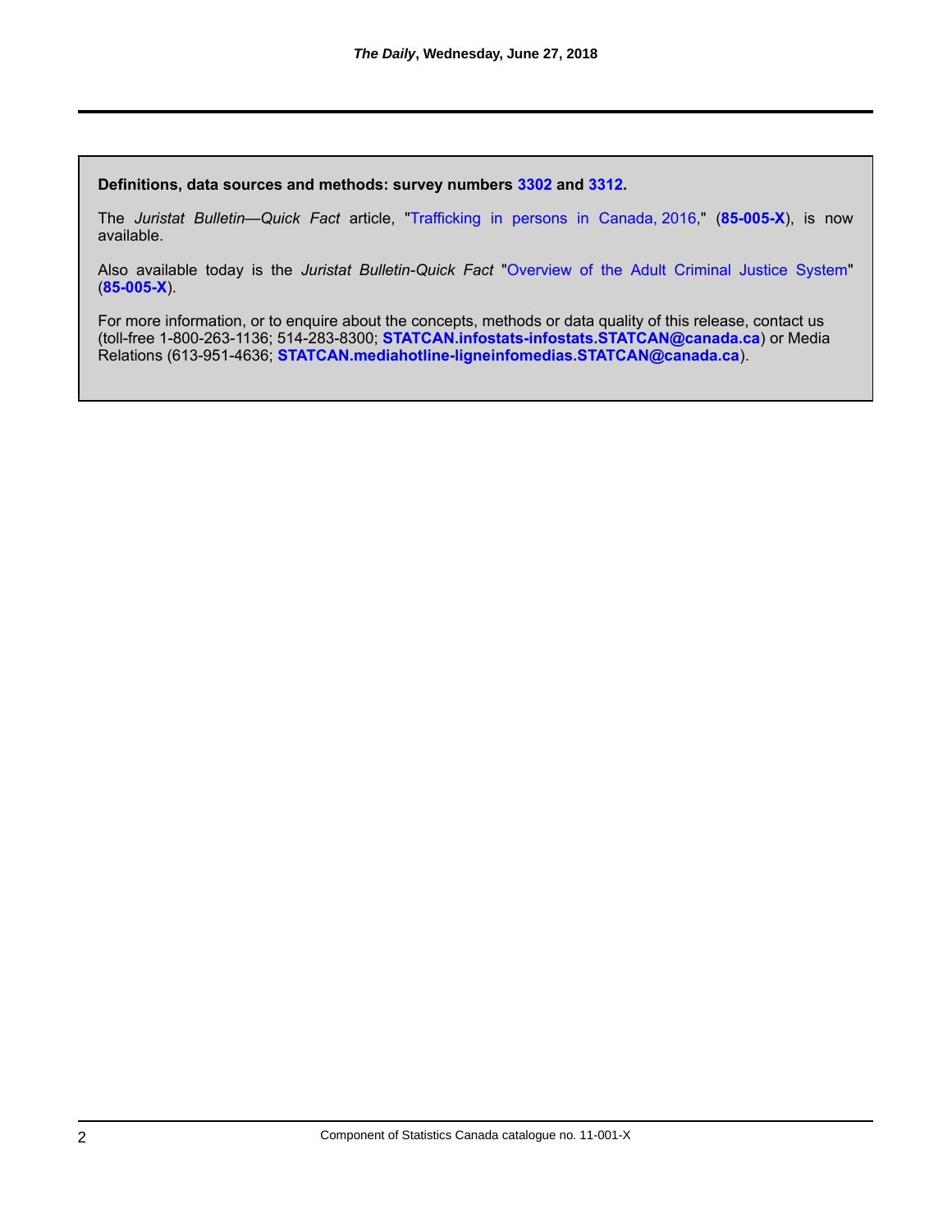**Definitions, data sources and methods: survey numbers 3302 and 3312.**

The *Juristat Bulletin—Quick Fact* article, "Trafficking in persons in Canada, 2016," (**85-005-X**), is now available.

Also available today is the *Juristat Bulletin-Quick Fact* "Overview of the Adult Criminal Justice System" (**85-005-X**).

For more information, or to enquire about the concepts, methods or data quality of this release, contact us (toll-free 1-800-263-1136; 514-283-8300; **STATCAN.infostats-infostats.STATCAN@canada.ca**) or Media Relations (613-951-4636; **STATCAN.mediahotline-ligneinfomedias.STATCAN@canada.ca**).